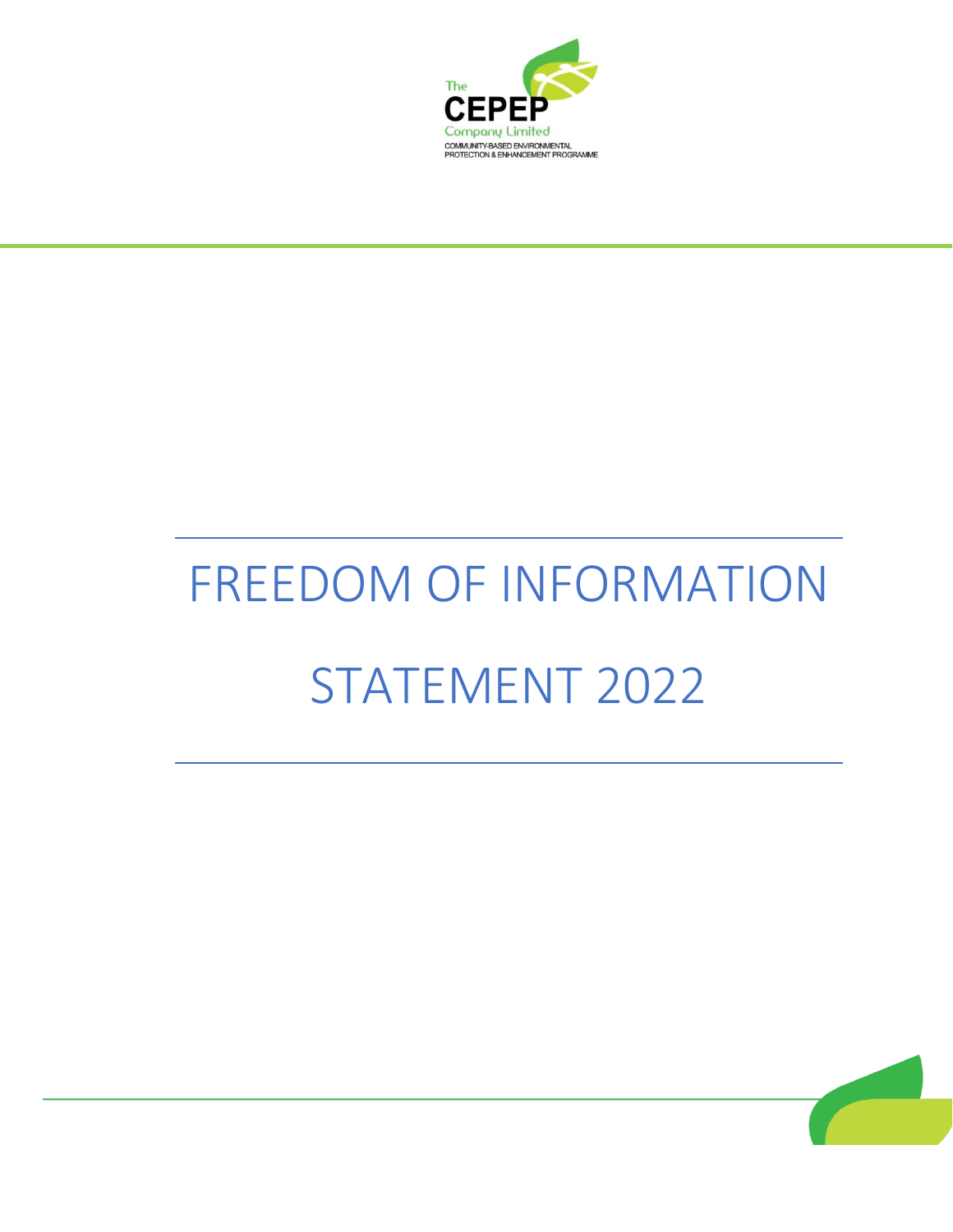The CEPEP Company Limited

COMMUNITY-BASED ENVIRONMENTAL PROTECTION & ENHANCEMENT PROGRAMME

# FREEDOM OF INFORMATION STATEMENT 2022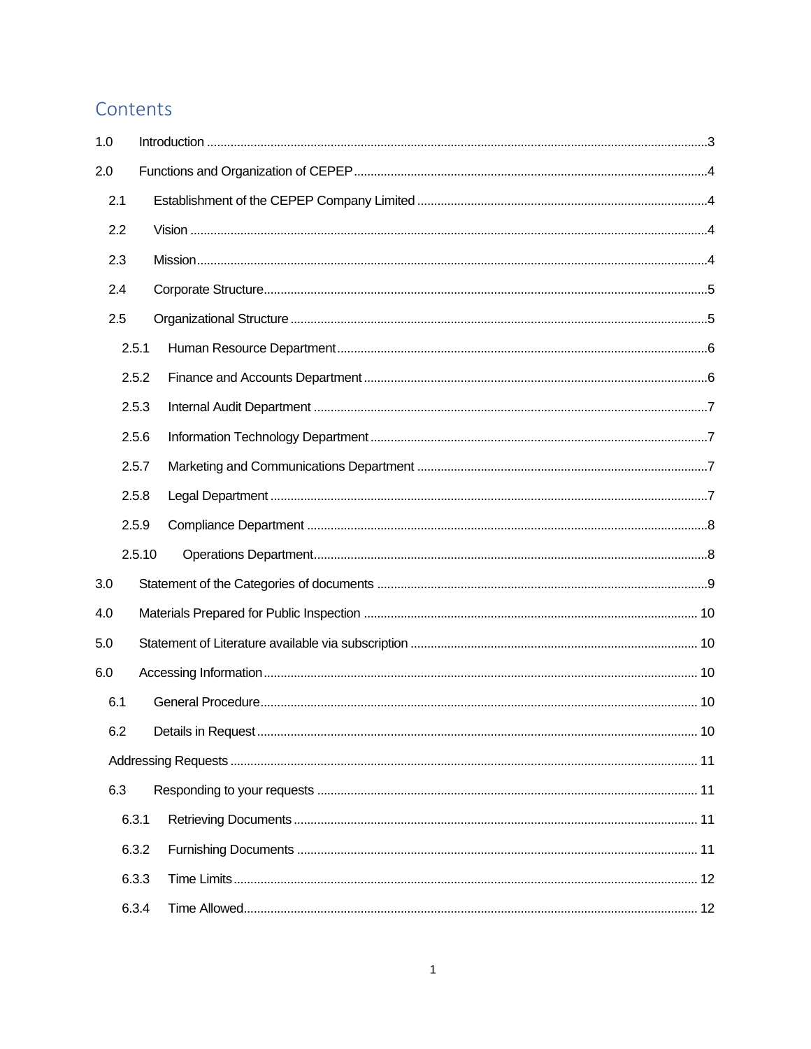# Contents

1.0 Introduction ..... 3

2.0 Functions and Organization of CEPEP ..... 4

- 2.1 Establishment of the CEPEP Company Limited ..... 4
- 2.2 Vision ..... 4
- 2.3 Mission ..... 4
- 2.4 Corporate Structure ..... 5
- 2.5 Organizational Structure ..... 5
  - 2.5.1 Human Resource Department ..... 6
  - 2.5.2 Finance and Accounts Department ..... 6
  - 2.5.3 Internal Audit Department ..... 7
  - 2.5.6 Information Technology Department ..... 7
  - 2.5.7 Marketing and Communications Department ..... 7
  - 2.5.8 Legal Department ..... 7
  - 2.5.9 Compliance Department ..... 8
  - 2.5.10 Operations Department ..... 8

3.0 Statement of the Categories of documents ..... 9

4.0 Materials Prepared for Public Inspection ..... 10

5.0 Statement of Literature available via subscription ..... 10

6.0 Accessing Information ..... 10

- 6.1 General Procedure ..... 10
- 6.2 Details in Request ..... 10
- Addressing Requests ..... 11
- 6.3 Responding to your requests ..... 11
  - 6.3.1 Retrieving Documents ..... 11
  - 6.3.2 Furnishing Documents ..... 11
  - 6.3.3 Time Limits ..... 12
  - 6.3.4 Time Allowed ..... 12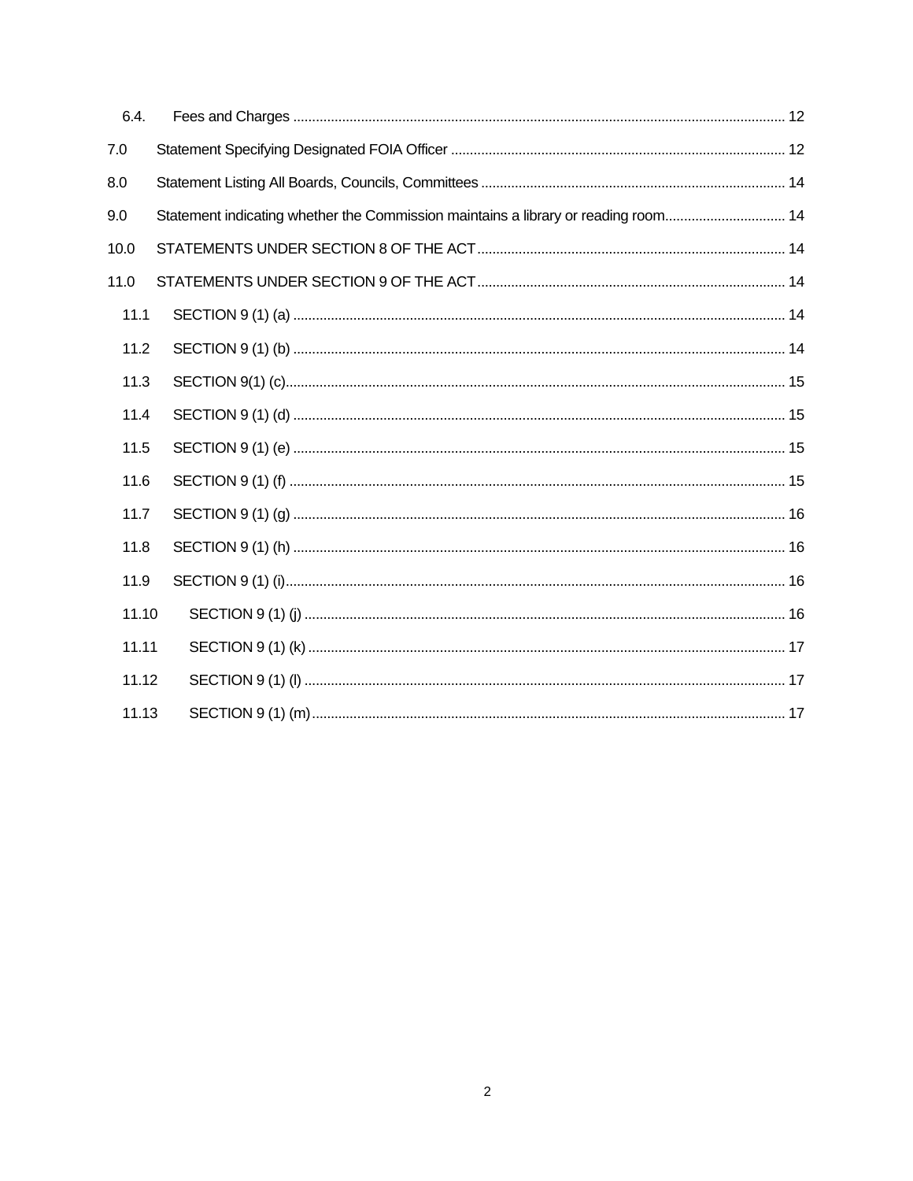| | | |
|---|---|---|
| 6.4. | Fees and Charges | 12 |
| 7.0 | Statement Specifying Designated FOIA Officer | 12 |
| 8.0 | Statement Listing All Boards, Councils, Committees | 14 |
| 9.0 | Statement indicating whether the Commission maintains a library or reading room | 14 |
| 10.0 | STATEMENTS UNDER SECTION 8 OF THE ACT | 14 |
| 11.0 | STATEMENTS UNDER SECTION 9 OF THE ACT | 14 |
| 11.1 | SECTION 9 (1) (a) | 14 |
| 11.2 | SECTION 9 (1) (b) | 14 |
| 11.3 | SECTION 9(1) (c) | 15 |
| 11.4 | SECTION 9 (1) (d) | 15 |
| 11.5 | SECTION 9 (1) (e) | 15 |
| 11.6 | SECTION 9 (1) (f) | 15 |
| 11.7 | SECTION 9 (1) (g) | 16 |
| 11.8 | SECTION 9 (1) (h) | 16 |
| 11.9 | SECTION 9 (1) (i) | 16 |
| 11.10 | SECTION 9 (1) (j) | 16 |
| 11.11 | SECTION 9 (1) (k) | 17 |
| 11.12 | SECTION 9 (1) (l) | 17 |
| 11.13 | SECTION 9 (1) (m) | 17 |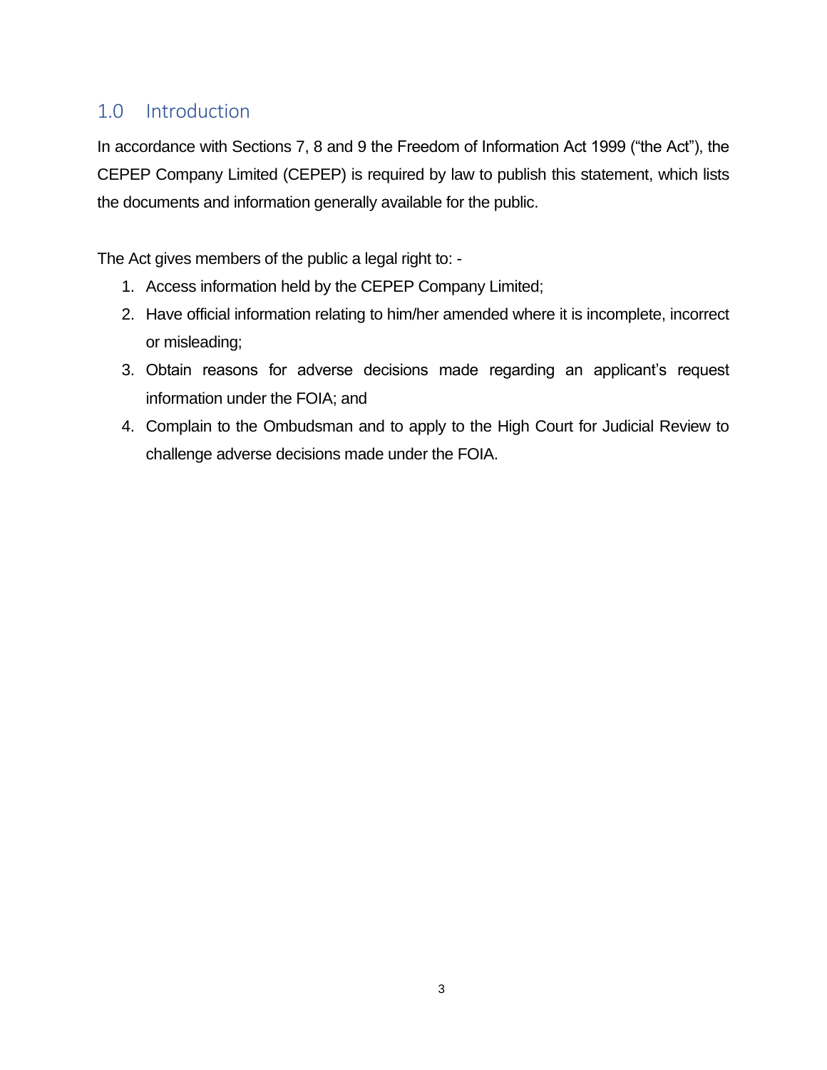## 1.0 Introduction

In accordance with Sections 7, 8 and 9 the Freedom of Information Act 1999 ("the Act"), the CEPEP Company Limited (CEPEP) is required by law to publish this statement, which lists the documents and information generally available for the public.

The Act gives members of the public a legal right to: -

1. Access information held by the CEPEP Company Limited;
2. Have official information relating to him/her amended where it is incomplete, incorrect or misleading;
3. Obtain reasons for adverse decisions made regarding an applicant's request information under the FOIA; and
4. Complain to the Ombudsman and to apply to the High Court for Judicial Review to challenge adverse decisions made under the FOIA.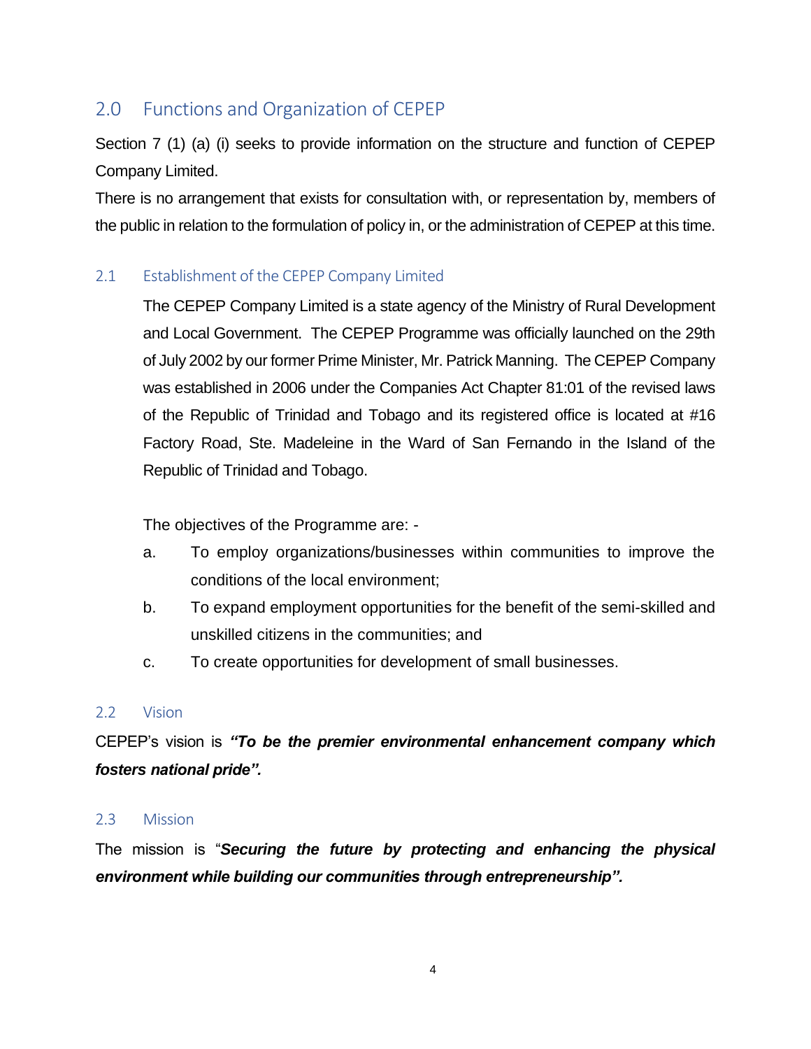## 2.0 Functions and Organization of CEPEP

Section 7 (1) (a) (i) seeks to provide information on the structure and function of CEPEP Company Limited.

There is no arrangement that exists for consultation with, or representation by, members of the public in relation to the formulation of policy in, or the administration of CEPEP at this time.

### 2.1 Establishment of the CEPEP Company Limited

The CEPEP Company Limited is a state agency of the Ministry of Rural Development and Local Government. The CEPEP Programme was officially launched on the 29th of July 2002 by our former Prime Minister, Mr. Patrick Manning. The CEPEP Company was established in 2006 under the Companies Act Chapter 81:01 of the revised laws of the Republic of Trinidad and Tobago and its registered office is located at #16 Factory Road, Ste. Madeleine in the Ward of San Fernando in the Island of the Republic of Trinidad and Tobago.

The objectives of the Programme are: -

a. To employ organizations/businesses within communities to improve the conditions of the local environment;
b. To expand employment opportunities for the benefit of the semi-skilled and unskilled citizens in the communities; and
c. To create opportunities for development of small businesses.

### 2.2 Vision

CEPEP's vision is ***"To be the premier environmental enhancement company which fosters national pride".***

### 2.3 Mission

The mission is "***Securing the future by protecting and enhancing the physical environment while building our communities through entrepreneurship".***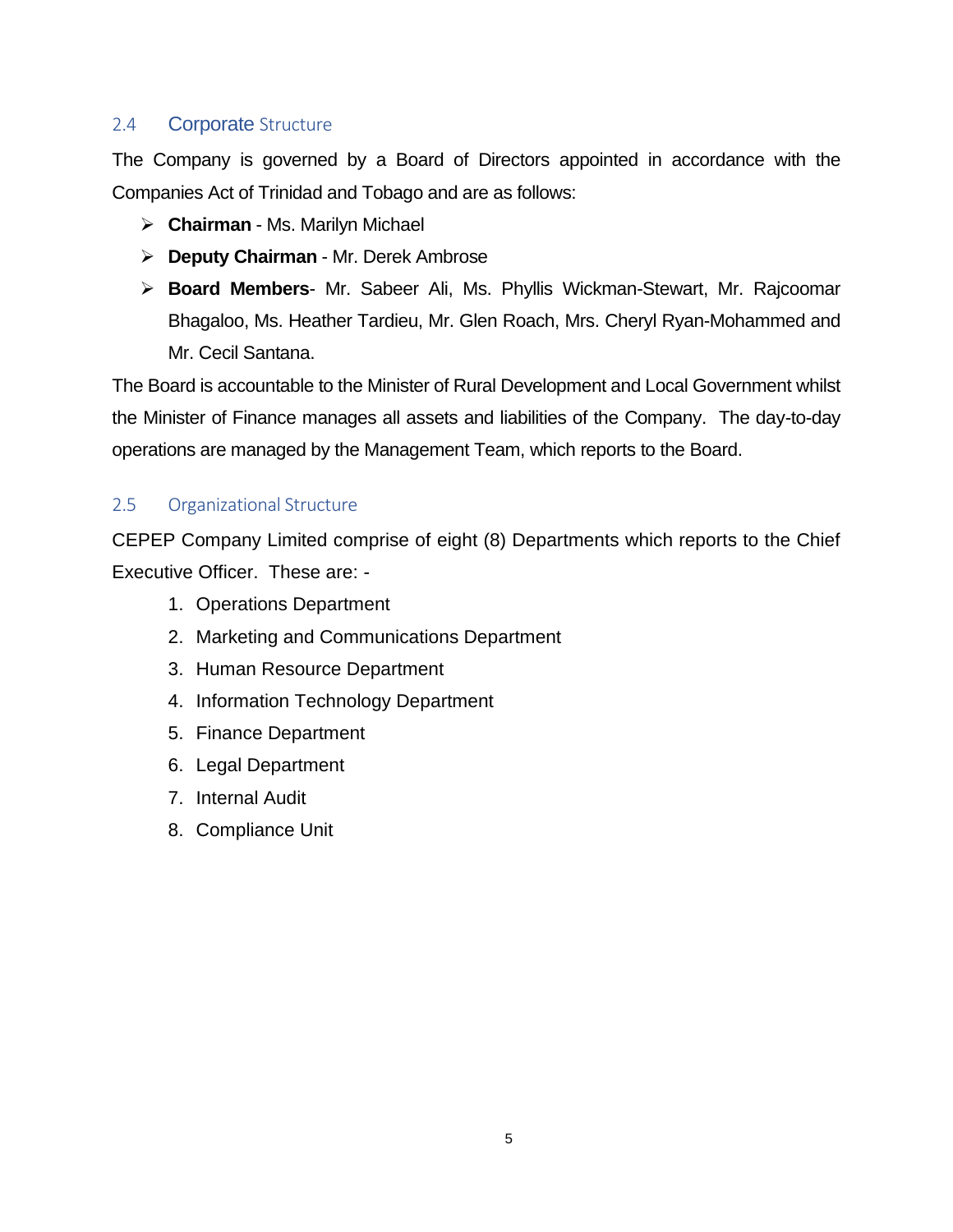## 2.4 Corporate Structure

The Company is governed by a Board of Directors appointed in accordance with the Companies Act of Trinidad and Tobago and are as follows:

- **Chairman** - Ms. Marilyn Michael
- **Deputy Chairman** - Mr. Derek Ambrose
- **Board Members**- Mr. Sabeer Ali, Ms. Phyllis Wickman-Stewart, Mr. Rajcoomar Bhagaloo, Ms. Heather Tardieu, Mr. Glen Roach, Mrs. Cheryl Ryan-Mohammed and Mr. Cecil Santana.

The Board is accountable to the Minister of Rural Development and Local Government whilst the Minister of Finance manages all assets and liabilities of the Company. The day-to-day operations are managed by the Management Team, which reports to the Board.

## 2.5 Organizational Structure

CEPEP Company Limited comprise of eight (8) Departments which reports to the Chief Executive Officer. These are: -

1. Operations Department
2. Marketing and Communications Department
3. Human Resource Department
4. Information Technology Department
5. Finance Department
6. Legal Department
7. Internal Audit
8. Compliance Unit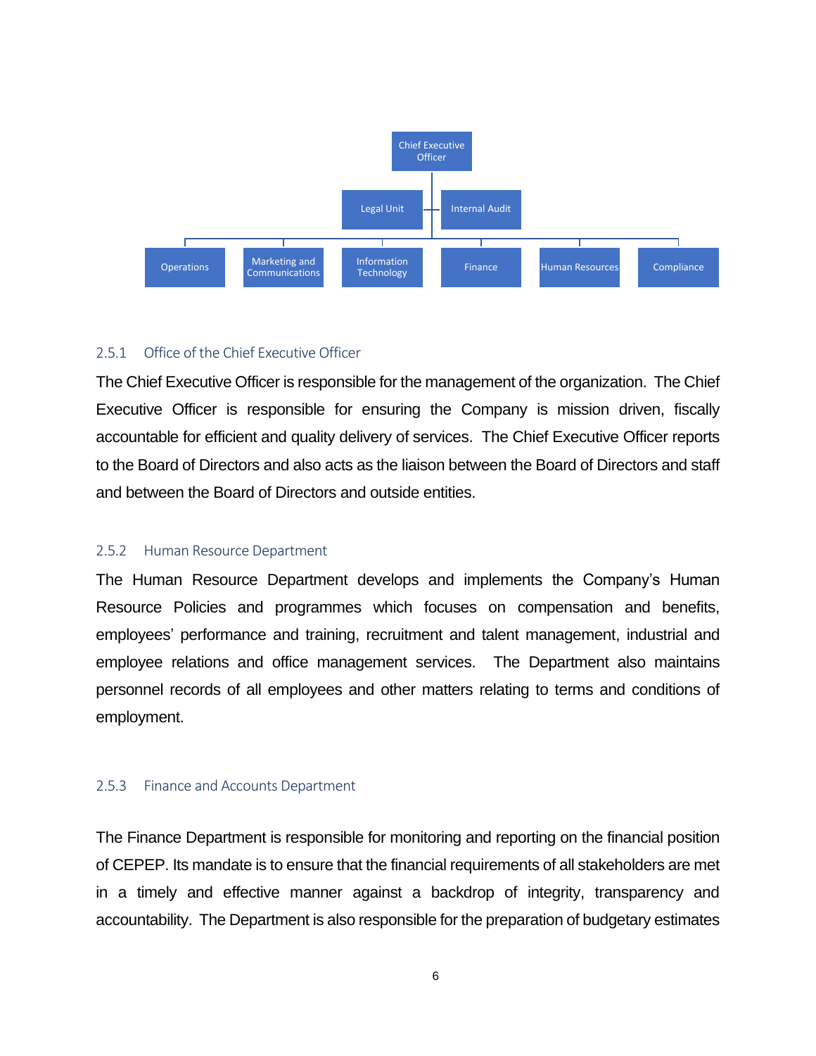Chief Executive Officer

Legal Unit | Internal Audit

Operations | Marketing and Communications | Information Technology | Finance | Human Resources | Compliance

### 2.5.1 Office of the Chief Executive Officer

The Chief Executive Officer is responsible for the management of the organization. The Chief Executive Officer is responsible for ensuring the Company is mission driven, fiscally accountable for efficient and quality delivery of services. The Chief Executive Officer reports to the Board of Directors and also acts as the liaison between the Board of Directors and staff and between the Board of Directors and outside entities.

### 2.5.2 Human Resource Department

The Human Resource Department develops and implements the Company's Human Resource Policies and programmes which focuses on compensation and benefits, employees' performance and training, recruitment and talent management, industrial and employee relations and office management services. The Department also maintains personnel records of all employees and other matters relating to terms and conditions of employment.

### 2.5.3 Finance and Accounts Department

The Finance Department is responsible for monitoring and reporting on the financial position of CEPEP. Its mandate is to ensure that the financial requirements of all stakeholders are met in a timely and effective manner against a backdrop of integrity, transparency and accountability. The Department is also responsible for the preparation of budgetary estimates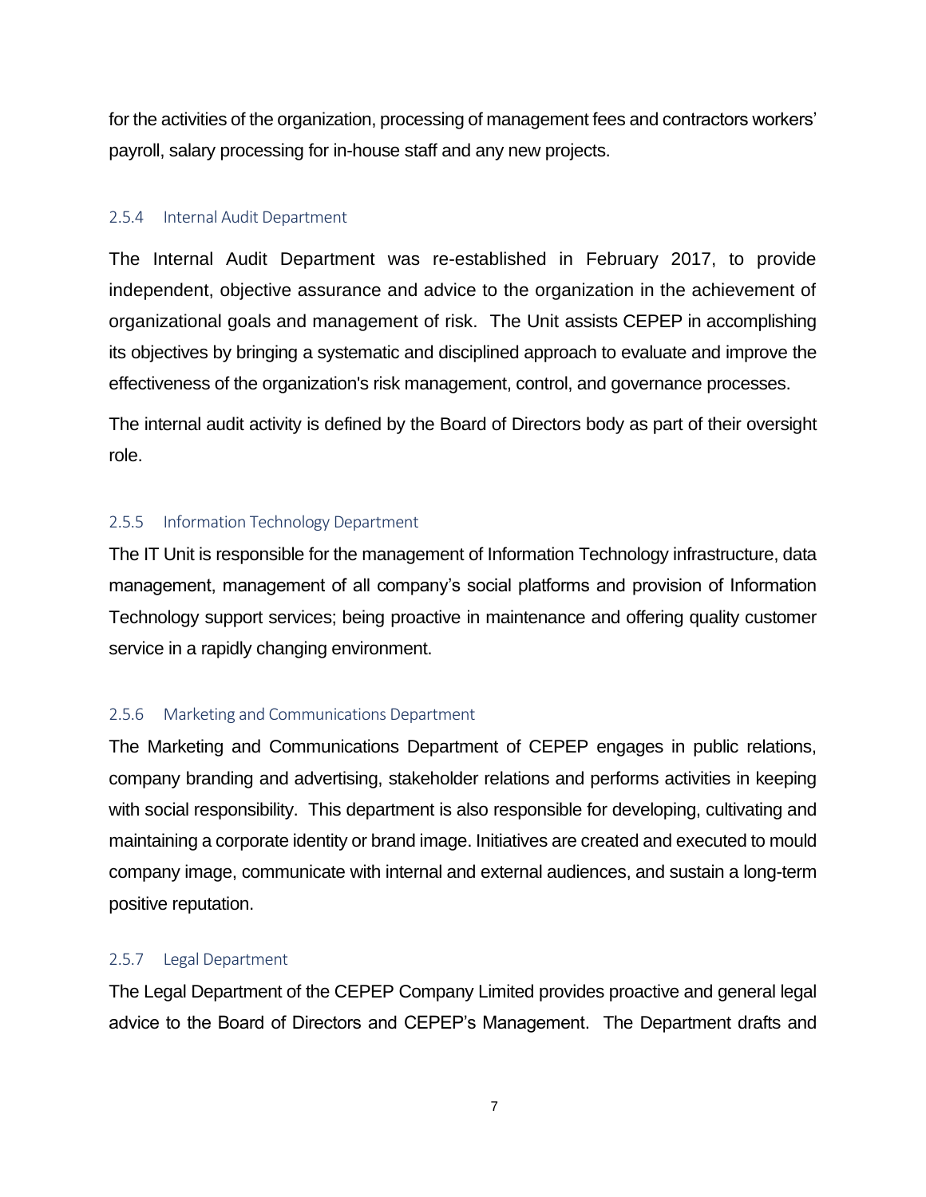for the activities of the organization, processing of management fees and contractors workers' payroll, salary processing for in-house staff and any new projects.

### 2.5.4 Internal Audit Department

The Internal Audit Department was re-established in February 2017, to provide independent, objective assurance and advice to the organization in the achievement of organizational goals and management of risk. The Unit assists CEPEP in accomplishing its objectives by bringing a systematic and disciplined approach to evaluate and improve the effectiveness of the organization's risk management, control, and governance processes.

The internal audit activity is defined by the Board of Directors body as part of their oversight role.

### 2.5.5 Information Technology Department

The IT Unit is responsible for the management of Information Technology infrastructure, data management, management of all company's social platforms and provision of Information Technology support services; being proactive in maintenance and offering quality customer service in a rapidly changing environment.

### 2.5.6 Marketing and Communications Department

The Marketing and Communications Department of CEPEP engages in public relations, company branding and advertising, stakeholder relations and performs activities in keeping with social responsibility. This department is also responsible for developing, cultivating and maintaining a corporate identity or brand image. Initiatives are created and executed to mould company image, communicate with internal and external audiences, and sustain a long-term positive reputation.

### 2.5.7 Legal Department

The Legal Department of the CEPEP Company Limited provides proactive and general legal advice to the Board of Directors and CEPEP's Management. The Department drafts and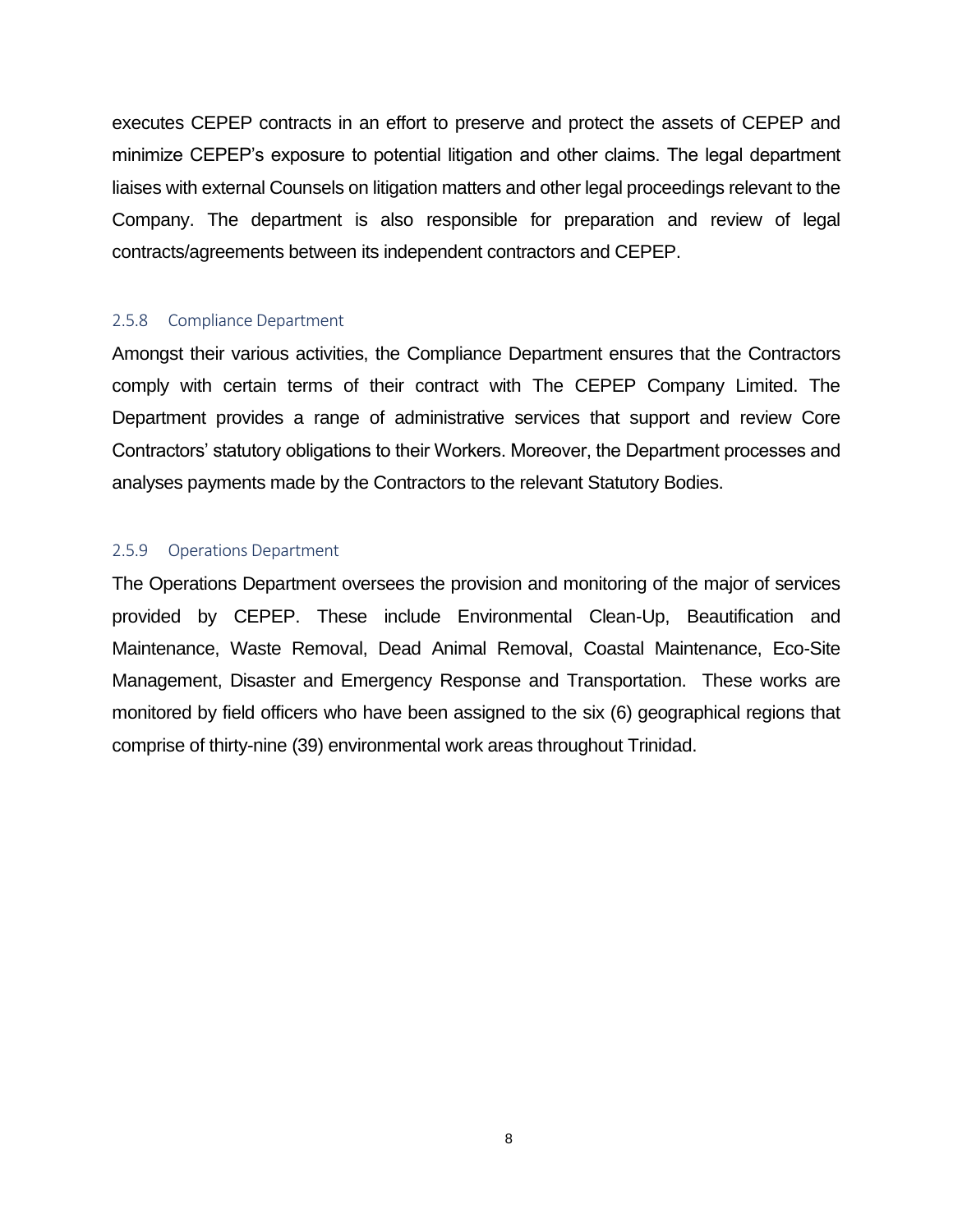executes CEPEP contracts in an effort to preserve and protect the assets of CEPEP and minimize CEPEP's exposure to potential litigation and other claims. The legal department liaises with external Counsels on litigation matters and other legal proceedings relevant to the Company. The department is also responsible for preparation and review of legal contracts/agreements between its independent contractors and CEPEP.

### 2.5.8 Compliance Department

Amongst their various activities, the Compliance Department ensures that the Contractors comply with certain terms of their contract with The CEPEP Company Limited. The Department provides a range of administrative services that support and review Core Contractors' statutory obligations to their Workers. Moreover, the Department processes and analyses payments made by the Contractors to the relevant Statutory Bodies.

### 2.5.9 Operations Department

The Operations Department oversees the provision and monitoring of the major of services provided by CEPEP. These include Environmental Clean-Up, Beautification and Maintenance, Waste Removal, Dead Animal Removal, Coastal Maintenance, Eco-Site Management, Disaster and Emergency Response and Transportation. These works are monitored by field officers who have been assigned to the six (6) geographical regions that comprise of thirty-nine (39) environmental work areas throughout Trinidad.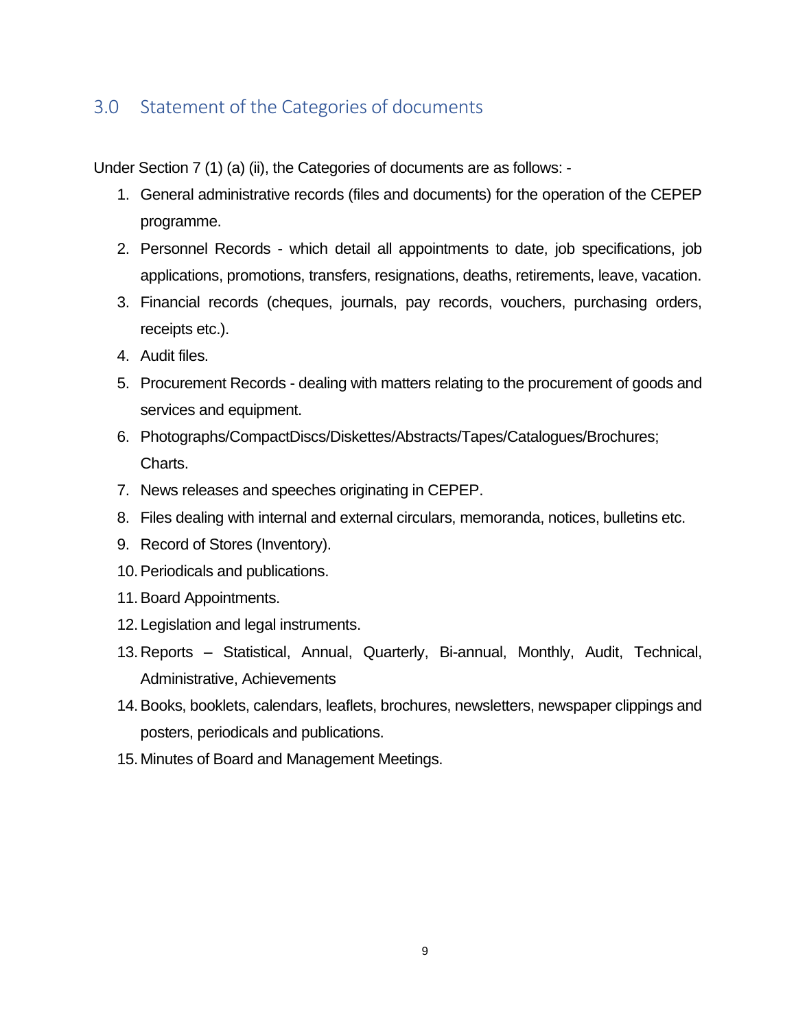## 3.0 Statement of the Categories of documents

Under Section 7 (1) (a) (ii), the Categories of documents are as follows: -

1. General administrative records (files and documents) for the operation of the CEPEP programme.
2. Personnel Records - which detail all appointments to date, job specifications, job applications, promotions, transfers, resignations, deaths, retirements, leave, vacation.
3. Financial records (cheques, journals, pay records, vouchers, purchasing orders, receipts etc.).
4. Audit files.
5. Procurement Records - dealing with matters relating to the procurement of goods and services and equipment.
6. Photographs/CompactDiscs/Diskettes/Abstracts/Tapes/Catalogues/Brochures; Charts.
7. News releases and speeches originating in CEPEP.
8. Files dealing with internal and external circulars, memoranda, notices, bulletins etc.
9. Record of Stores (Inventory).
10. Periodicals and publications.
11. Board Appointments.
12. Legislation and legal instruments.
13. Reports – Statistical, Annual, Quarterly, Bi-annual, Monthly, Audit, Technical, Administrative, Achievements
14. Books, booklets, calendars, leaflets, brochures, newsletters, newspaper clippings and posters, periodicals and publications.
15. Minutes of Board and Management Meetings.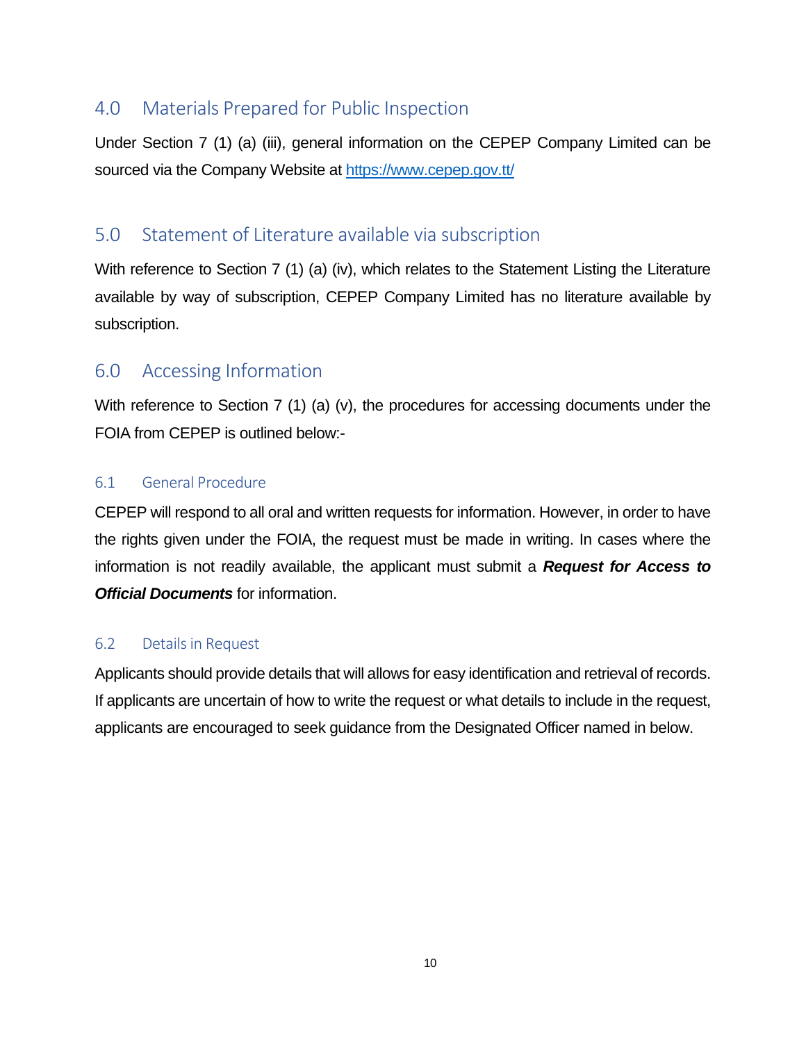## 4.0 Materials Prepared for Public Inspection

Under Section 7 (1) (a) (iii), general information on the CEPEP Company Limited can be sourced via the Company Website at https://www.cepep.gov.tt/

## 5.0 Statement of Literature available via subscription

With reference to Section 7 (1) (a) (iv), which relates to the Statement Listing the Literature available by way of subscription, CEPEP Company Limited has no literature available by subscription.

## 6.0 Accessing Information

With reference to Section 7 (1) (a) (v), the procedures for accessing documents under the FOIA from CEPEP is outlined below:-

### 6.1 General Procedure

CEPEP will respond to all oral and written requests for information. However, in order to have the rights given under the FOIA, the request must be made in writing. In cases where the information is not readily available, the applicant must submit a ***Request for Access to Official Documents*** for information.

### 6.2 Details in Request

Applicants should provide details that will allows for easy identification and retrieval of records. If applicants are uncertain of how to write the request or what details to include in the request, applicants are encouraged to seek guidance from the Designated Officer named in below.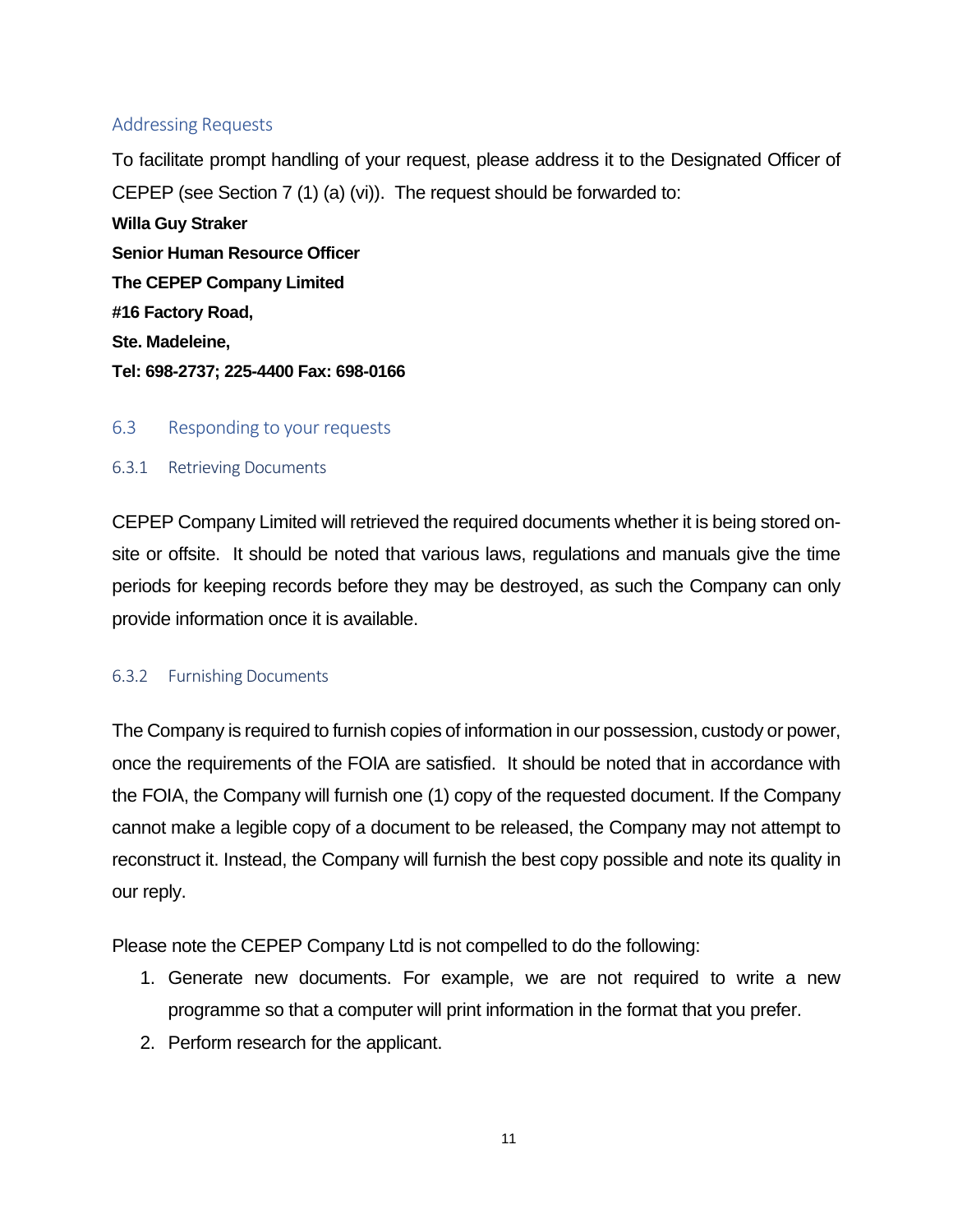### Addressing Requests

To facilitate prompt handling of your request, please address it to the Designated Officer of CEPEP (see Section 7 (1) (a) (vi)). The request should be forwarded to:

**Willa Guy Straker**
**Senior Human Resource Officer**
**The CEPEP Company Limited**
**#16 Factory Road,**
**Ste. Madeleine,**
**Tel: 698-2737; 225-4400 Fax: 698-0166**

## 6.3 Responding to your requests

### 6.3.1 Retrieving Documents

CEPEP Company Limited will retrieved the required documents whether it is being stored on-site or offsite. It should be noted that various laws, regulations and manuals give the time periods for keeping records before they may be destroyed, as such the Company can only provide information once it is available.

### 6.3.2 Furnishing Documents

The Company is required to furnish copies of information in our possession, custody or power, once the requirements of the FOIA are satisfied. It should be noted that in accordance with the FOIA, the Company will furnish one (1) copy of the requested document. If the Company cannot make a legible copy of a document to be released, the Company may not attempt to reconstruct it. Instead, the Company will furnish the best copy possible and note its quality in our reply.

Please note the CEPEP Company Ltd is not compelled to do the following:

1. Generate new documents. For example, we are not required to write a new programme so that a computer will print information in the format that you prefer.
2. Perform research for the applicant.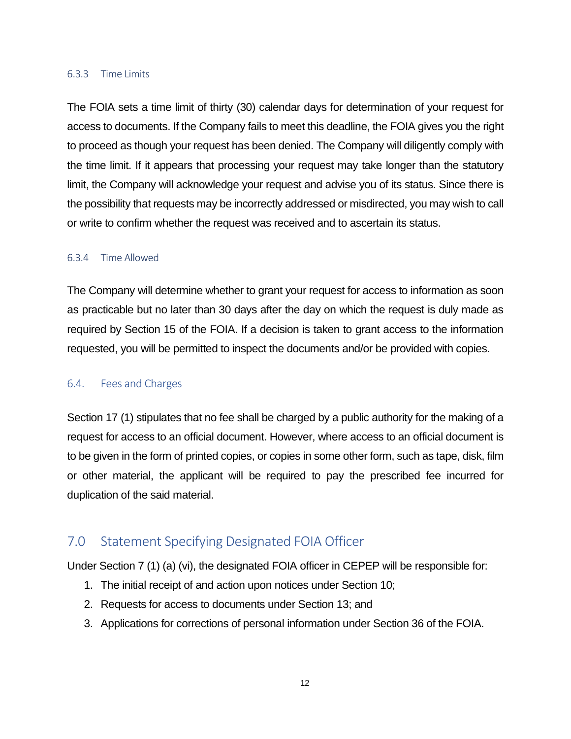### 6.3.3 Time Limits

The FOIA sets a time limit of thirty (30) calendar days for determination of your request for access to documents. If the Company fails to meet this deadline, the FOIA gives you the right to proceed as though your request has been denied. The Company will diligently comply with the time limit. If it appears that processing your request may take longer than the statutory limit, the Company will acknowledge your request and advise you of its status. Since there is the possibility that requests may be incorrectly addressed or misdirected, you may wish to call or write to confirm whether the request was received and to ascertain its status.

### 6.3.4 Time Allowed

The Company will determine whether to grant your request for access to information as soon as practicable but no later than 30 days after the day on which the request is duly made as required by Section 15 of the FOIA. If a decision is taken to grant access to the information requested, you will be permitted to inspect the documents and/or be provided with copies.

### 6.4. Fees and Charges

Section 17 (1) stipulates that no fee shall be charged by a public authority for the making of a request for access to an official document. However, where access to an official document is to be given in the form of printed copies, or copies in some other form, such as tape, disk, film or other material, the applicant will be required to pay the prescribed fee incurred for duplication of the said material.

## 7.0 Statement Specifying Designated FOIA Officer

Under Section 7 (1) (a) (vi), the designated FOIA officer in CEPEP will be responsible for:

1. The initial receipt of and action upon notices under Section 10;
2. Requests for access to documents under Section 13; and
3. Applications for corrections of personal information under Section 36 of the FOIA.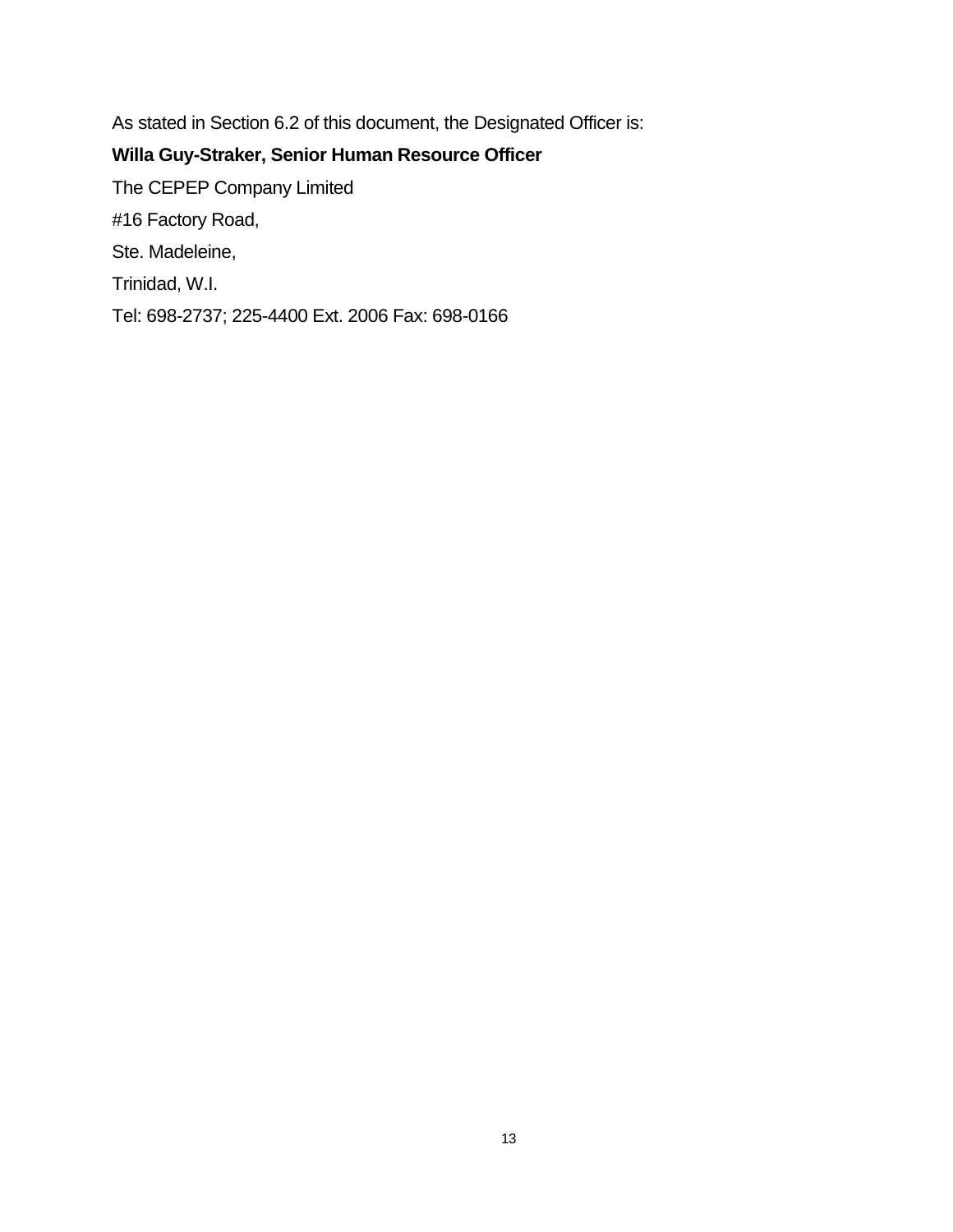As stated in Section 6.2 of this document, the Designated Officer is:

**Willa Guy-Straker, Senior Human Resource Officer**

The CEPEP Company Limited

#16 Factory Road,

Ste. Madeleine,

Trinidad, W.I.

Tel: 698-2737; 225-4400 Ext. 2006 Fax: 698-0166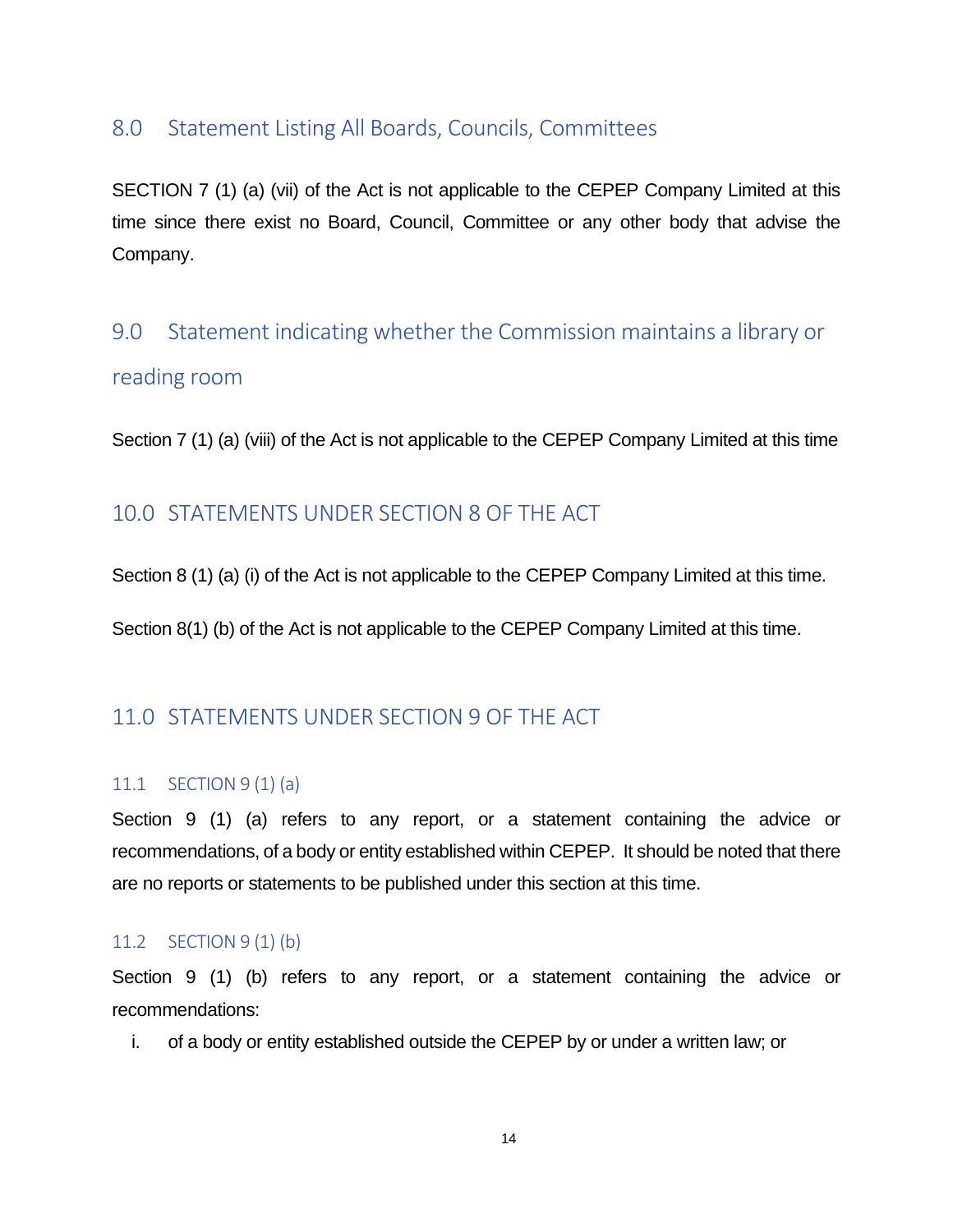## 8.0 Statement Listing All Boards, Councils, Committees

SECTION 7 (1) (a) (vii) of the Act is not applicable to the CEPEP Company Limited at this time since there exist no Board, Council, Committee or any other body that advise the Company.

## 9.0 Statement indicating whether the Commission maintains a library or reading room

Section 7 (1) (a) (viii) of the Act is not applicable to the CEPEP Company Limited at this time

## 10.0 STATEMENTS UNDER SECTION 8 OF THE ACT

Section 8 (1) (a) (i) of the Act is not applicable to the CEPEP Company Limited at this time.

Section 8(1) (b) of the Act is not applicable to the CEPEP Company Limited at this time.

## 11.0 STATEMENTS UNDER SECTION 9 OF THE ACT

### 11.1 SECTION 9 (1) (a)

Section 9 (1) (a) refers to any report, or a statement containing the advice or recommendations, of a body or entity established within CEPEP. It should be noted that there are no reports or statements to be published under this section at this time.

### 11.2 SECTION 9 (1) (b)

Section 9 (1) (b) refers to any report, or a statement containing the advice or recommendations:

i. of a body or entity established outside the CEPEP by or under a written law; or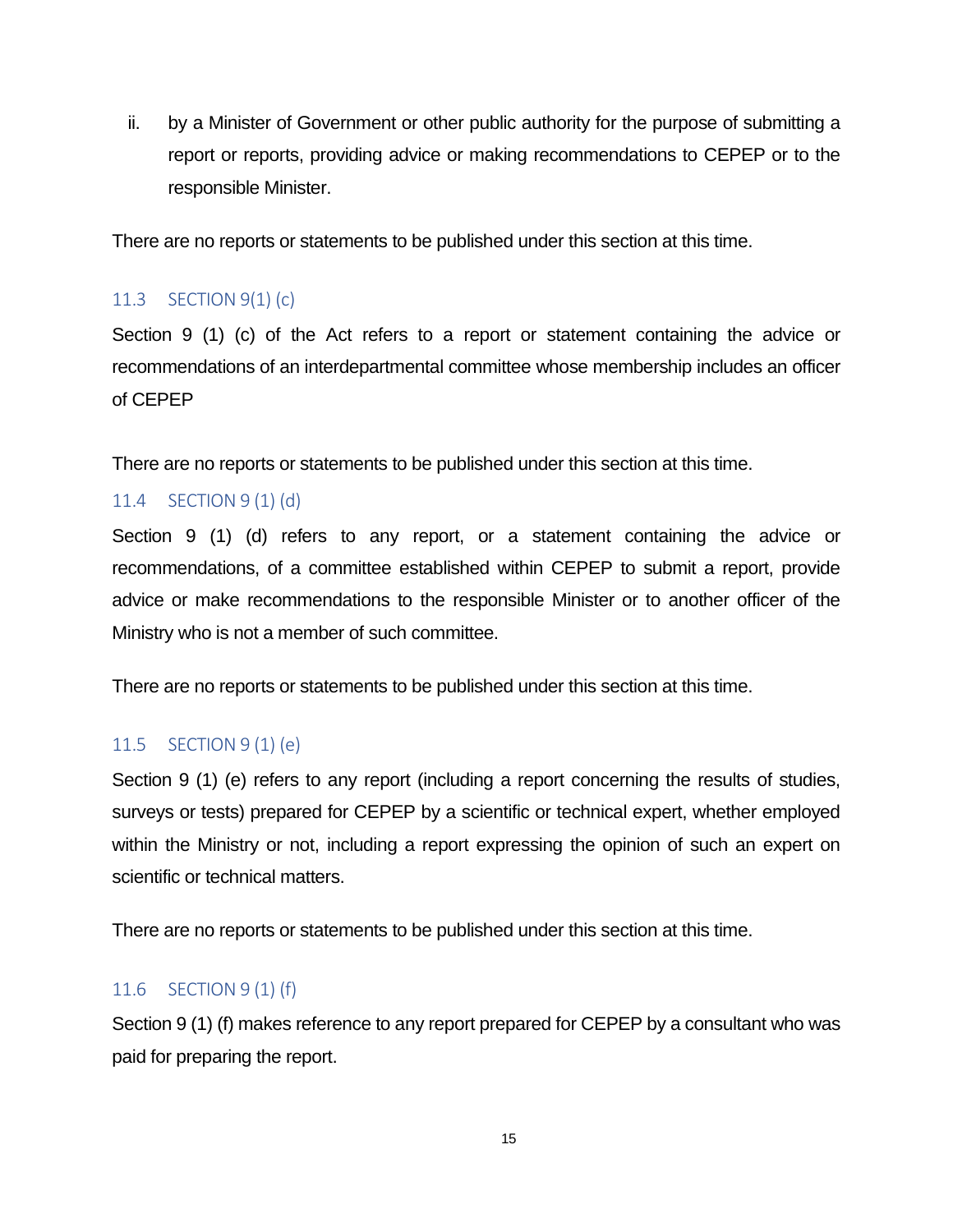ii. by a Minister of Government or other public authority for the purpose of submitting a report or reports, providing advice or making recommendations to CEPEP or to the responsible Minister.

There are no reports or statements to be published under this section at this time.

### 11.3 SECTION 9(1) (c)

Section 9 (1) (c) of the Act refers to a report or statement containing the advice or recommendations of an interdepartmental committee whose membership includes an officer of CEPEP

There are no reports or statements to be published under this section at this time.

### 11.4 SECTION 9 (1) (d)

Section 9 (1) (d) refers to any report, or a statement containing the advice or recommendations, of a committee established within CEPEP to submit a report, provide advice or make recommendations to the responsible Minister or to another officer of the Ministry who is not a member of such committee.

There are no reports or statements to be published under this section at this time.

### 11.5 SECTION 9 (1) (e)

Section 9 (1) (e) refers to any report (including a report concerning the results of studies, surveys or tests) prepared for CEPEP by a scientific or technical expert, whether employed within the Ministry or not, including a report expressing the opinion of such an expert on scientific or technical matters.

There are no reports or statements to be published under this section at this time.

### 11.6 SECTION 9 (1) (f)

Section 9 (1) (f) makes reference to any report prepared for CEPEP by a consultant who was paid for preparing the report.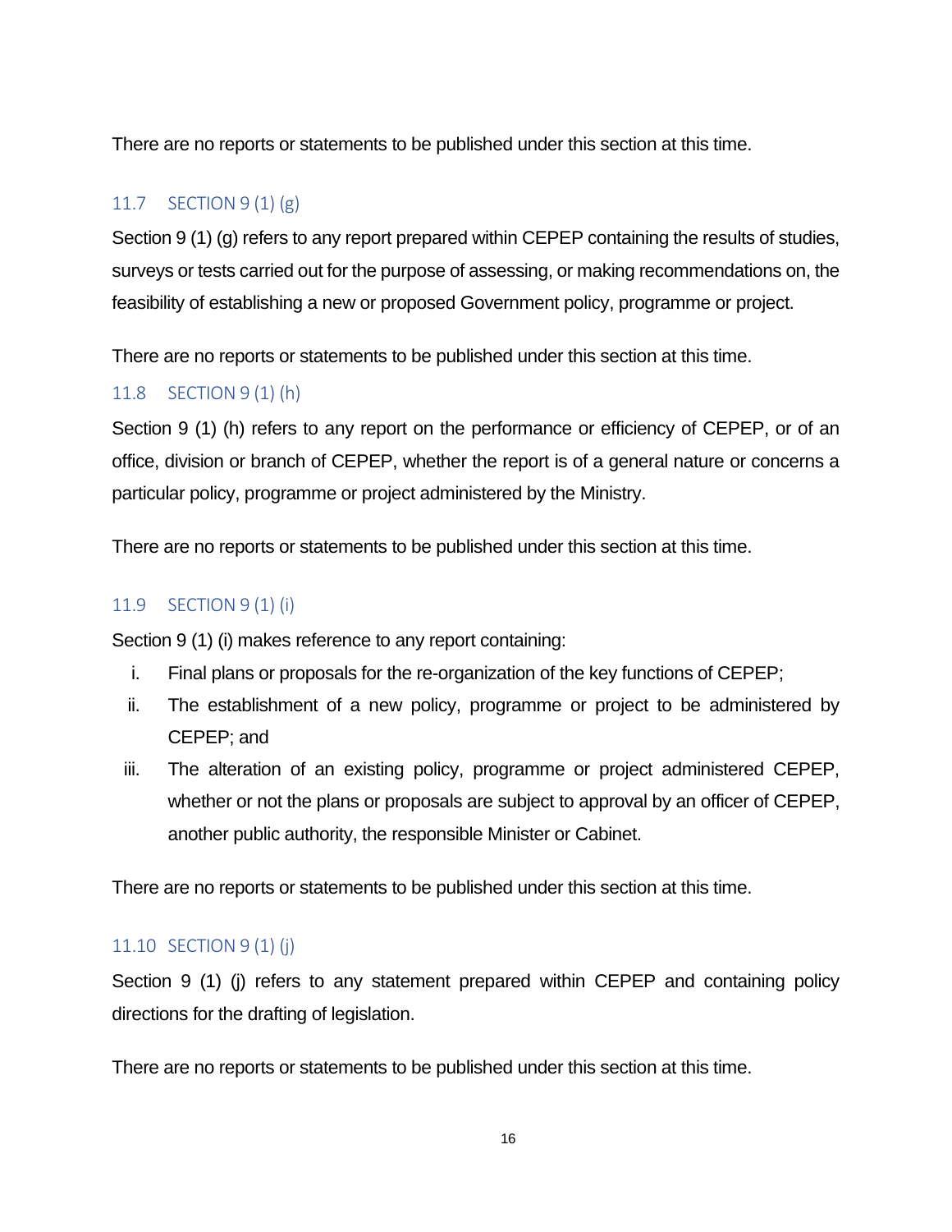There are no reports or statements to be published under this section at this time.

### 11.7 SECTION 9 (1) (g)

Section 9 (1) (g) refers to any report prepared within CEPEP containing the results of studies, surveys or tests carried out for the purpose of assessing, or making recommendations on, the feasibility of establishing a new or proposed Government policy, programme or project.

There are no reports or statements to be published under this section at this time.

### 11.8 SECTION 9 (1) (h)

Section 9 (1) (h) refers to any report on the performance or efficiency of CEPEP, or of an office, division or branch of CEPEP, whether the report is of a general nature or concerns a particular policy, programme or project administered by the Ministry.

There are no reports or statements to be published under this section at this time.

### 11.9 SECTION 9 (1) (i)

Section 9 (1) (i) makes reference to any report containing:

i. Final plans or proposals for the re-organization of the key functions of CEPEP;
ii. The establishment of a new policy, programme or project to be administered by CEPEP; and
iii. The alteration of an existing policy, programme or project administered CEPEP, whether or not the plans or proposals are subject to approval by an officer of CEPEP, another public authority, the responsible Minister or Cabinet.

There are no reports or statements to be published under this section at this time.

### 11.10 SECTION 9 (1) (j)

Section 9 (1) (j) refers to any statement prepared within CEPEP and containing policy directions for the drafting of legislation.

There are no reports or statements to be published under this section at this time.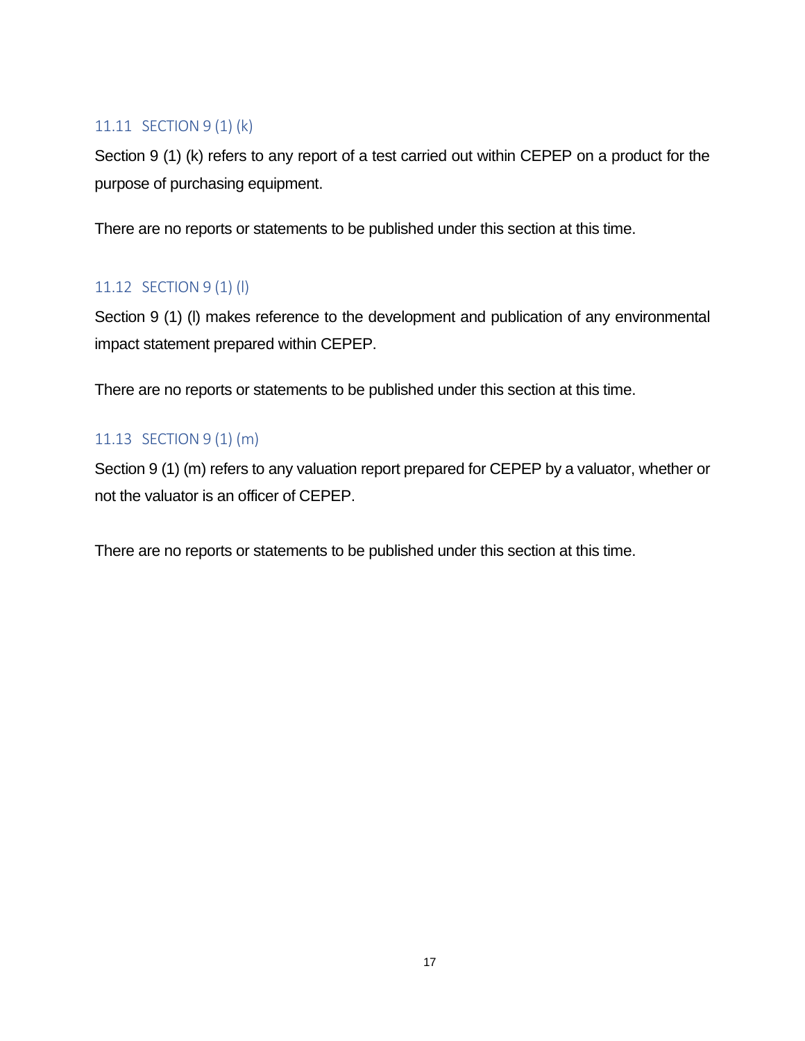### 11.11 SECTION 9 (1) (k)

Section 9 (1) (k) refers to any report of a test carried out within CEPEP on a product for the purpose of purchasing equipment.

There are no reports or statements to be published under this section at this time.

### 11.12 SECTION 9 (1) (l)

Section 9 (1) (l) makes reference to the development and publication of any environmental impact statement prepared within CEPEP.

There are no reports or statements to be published under this section at this time.

### 11.13 SECTION 9 (1) (m)

Section 9 (1) (m) refers to any valuation report prepared for CEPEP by a valuator, whether or not the valuator is an officer of CEPEP.

There are no reports or statements to be published under this section at this time.